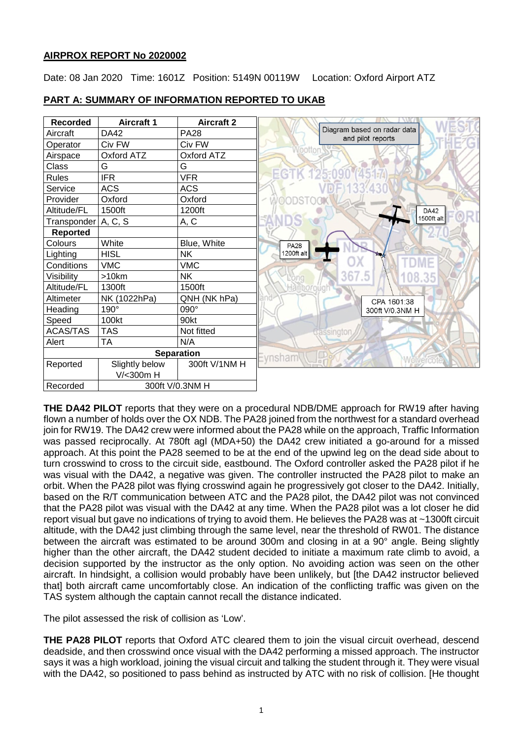**AIRPROX REPORT No 2020002**

Date: 08 Jan 2020 Time: 1601Z Position: 5149N 00119W Location: Oxford Airport ATZ

**PART A: SUMMARY OF INFORMATION REPORTED TO UKAB**

| Recorded | Aircraft 1 | Aircraft 2 |
|---|---|---|
| Aircraft | DA42 | PA28 |
| Operator | Civ FW | Civ FW |
| Airspace | Oxford ATZ | Oxford ATZ |
| Class | G | G |
| Rules | IFR | VFR |
| Service | ACS | ACS |
| Provider | Oxford | Oxford |
| Altitude/FL | 1500ft | 1200ft |
| Transponder | A, C, S | A, C |
| **Reported** | | |
| Colours | White | Blue, White |
| Lighting | HISL | NK |
| Conditions | VMC | VMC |
| Visibility | >10km | NK |
| Altitude/FL | 1300ft | 1500ft |
| Altimeter | NK (1022hPa) | QNH (NK hPa) |
| Heading | 190° | 090° |
| Speed | 100kt | 90kt |
| ACAS/TAS | TAS | Not fitted |
| Alert | TA | N/A |
| **Separation** | | |
| Reported | Slightly below V/<300m H | 300ft V/1NM H |
| Recorded | 300ft V/0.3NM H | |

Diagram based on radar data and pilot reports

DA42 1500ft alt

PA28 1200ft alt

CPA 1601:38 300ft V/0.3NM H

**THE DA42 PILOT** reports that they were on a procedural NDB/DME approach for RW19 after having flown a number of holds over the OX NDB. The PA28 joined from the northwest for a standard overhead join for RW19. The DA42 crew were informed about the PA28 while on the approach, Traffic Information was passed reciprocally. At 780ft agl (MDA+50) the DA42 crew initiated a go-around for a missed approach. At this point the PA28 seemed to be at the end of the upwind leg on the dead side about to turn crosswind to cross to the circuit side, eastbound. The Oxford controller asked the PA28 pilot if he was visual with the DA42, a negative was given. The controller instructed the PA28 pilot to make an orbit. When the PA28 pilot was flying crosswind again he progressively got closer to the DA42. Initially, based on the R/T communication between ATC and the PA28 pilot, the DA42 pilot was not convinced that the PA28 pilot was visual with the DA42 at any time. When the PA28 pilot was a lot closer he did report visual but gave no indications of trying to avoid them. He believes the PA28 was at ~1300ft circuit altitude, with the DA42 just climbing through the same level, near the threshold of RW01. The distance between the aircraft was estimated to be around 300m and closing in at a 90° angle. Being slightly higher than the other aircraft, the DA42 student decided to initiate a maximum rate climb to avoid, a decision supported by the instructor as the only option. No avoiding action was seen on the other aircraft. In hindsight, a collision would probably have been unlikely, but [the DA42 instructor believed that] both aircraft came uncomfortably close. An indication of the conflicting traffic was given on the TAS system although the captain cannot recall the distance indicated.

The pilot assessed the risk of collision as 'Low'.

**THE PA28 PILOT** reports that Oxford ATC cleared them to join the visual circuit overhead, descend deadside, and then crosswind once visual with the DA42 performing a missed approach. The instructor says it was a high workload, joining the visual circuit and talking the student through it. They were visual with the DA42, so positioned to pass behind as instructed by ATC with no risk of collision. [He thought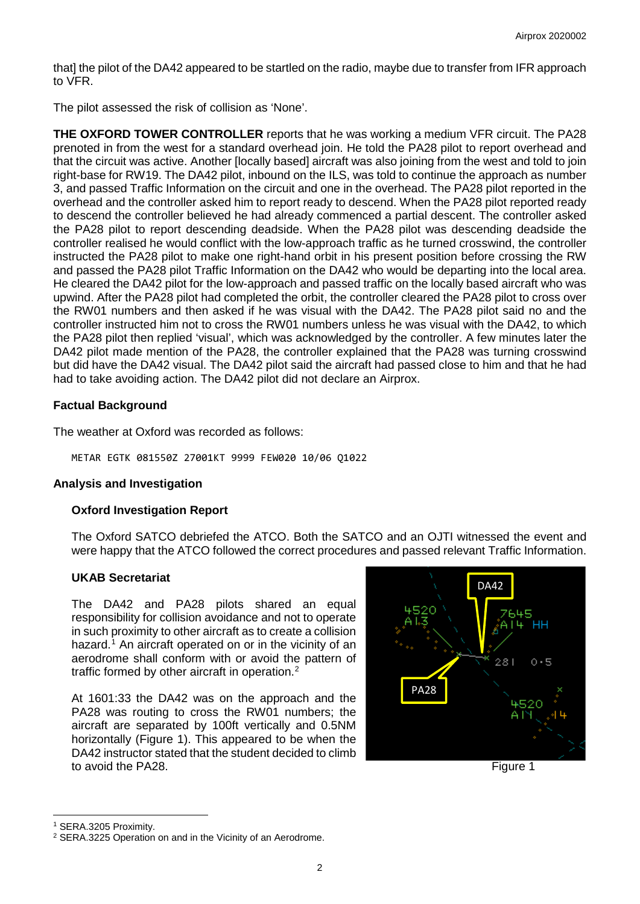that] the pilot of the DA42 appeared to be startled on the radio, maybe due to transfer from IFR approach to VFR.

The pilot assessed the risk of collision as 'None'.

**THE OXFORD TOWER CONTROLLER** reports that he was working a medium VFR circuit. The PA28 prenoted in from the west for a standard overhead join. He told the PA28 pilot to report overhead and that the circuit was active. Another [locally based] aircraft was also joining from the west and told to join right-base for RW19. The DA42 pilot, inbound on the ILS, was told to continue the approach as number 3, and passed Traffic Information on the circuit and one in the overhead. The PA28 pilot reported in the overhead and the controller asked him to report ready to descend. When the PA28 pilot reported ready to descend the controller believed he had already commenced a partial descent. The controller asked the PA28 pilot to report descending deadside. When the PA28 pilot was descending deadside the controller realised he would conflict with the low-approach traffic as he turned crosswind, the controller instructed the PA28 pilot to make one right-hand orbit in his present position before crossing the RW and passed the PA28 pilot Traffic Information on the DA42 who would be departing into the local area. He cleared the DA42 pilot for the low-approach and passed traffic on the locally based aircraft who was upwind. After the PA28 pilot had completed the orbit, the controller cleared the PA28 pilot to cross over the RW01 numbers and then asked if he was visual with the DA42. The PA28 pilot said no and the controller instructed him not to cross the RW01 numbers unless he was visual with the DA42, to which the PA28 pilot then replied 'visual', which was acknowledged by the controller. A few minutes later the DA42 pilot made mention of the PA28, the controller explained that the PA28 was turning crosswind but did have the DA42 visual. The DA42 pilot said the aircraft had passed close to him and that he had had to take avoiding action. The DA42 pilot did not declare an Airprox.

## Factual Background

The weather at Oxford was recorded as follows:

```
METAR EGTK 081550Z 27001KT 9999 FEW020 10/06 Q1022
```

## Analysis and Investigation

### Oxford Investigation Report

The Oxford SATCO debriefed the ATCO. Both the SATCO and an OJTI witnessed the event and were happy that the ATCO followed the correct procedures and passed relevant Traffic Information.

### UKAB Secretariat

The DA42 and PA28 pilots shared an equal responsibility for collision avoidance and not to operate in such proximity to other aircraft as to create a collision hazard.[1] An aircraft operated on or in the vicinity of an aerodrome shall conform with or avoid the pattern of traffic formed by other aircraft in operation.[2]

At 1601:33 the DA42 was on the approach and the PA28 was routing to cross the RW01 numbers; the aircraft are separated by 100ft vertically and 0.5NM horizontally (Figure 1). This appeared to be when the DA42 instructor stated that the student decided to climb to avoid the PA28.

Figure 1

---

[1] SERA.3205 Proximity.

[2] SERA.3225 Operation on and in the Vicinity of an Aerodrome.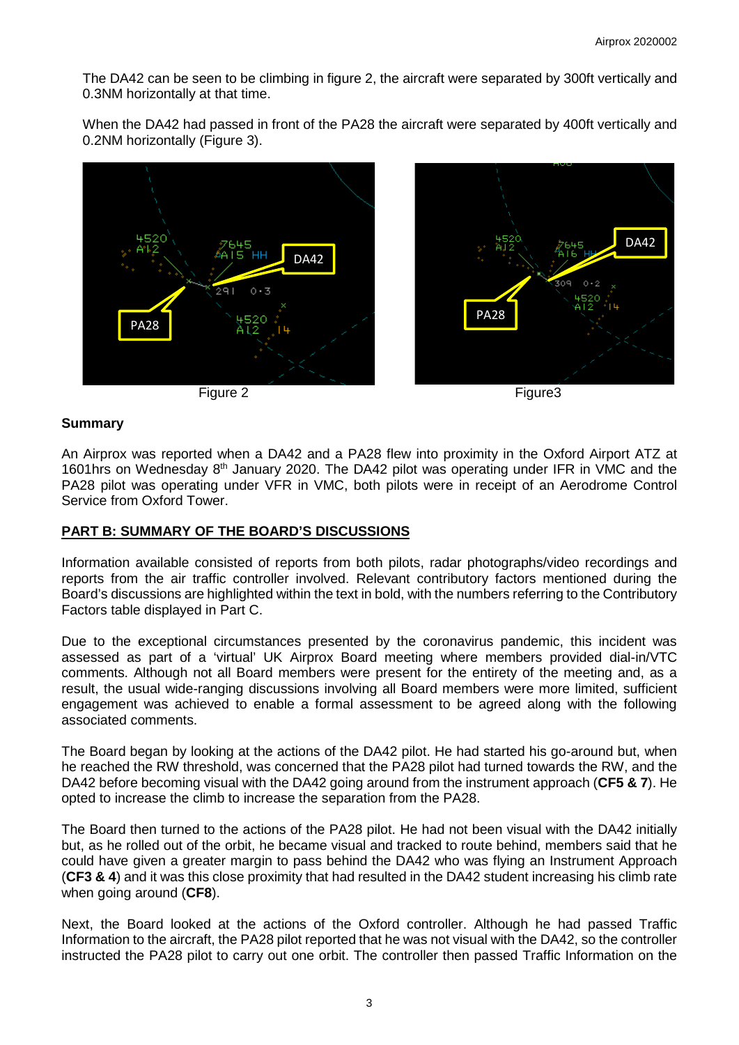The DA42 can be seen to be climbing in figure 2, the aircraft were separated by 300ft vertically and 0.3NM horizontally at that time.

When the DA42 had passed in front of the PA28 the aircraft were separated by 400ft vertically and 0.2NM horizontally (Figure 3).

Figure 2

Figure3

### Summary

An Airprox was reported when a DA42 and a PA28 flew into proximity in the Oxford Airport ATZ at 1601hrs on Wednesday 8th January 2020. The DA42 pilot was operating under IFR in VMC and the PA28 pilot was operating under VFR in VMC, both pilots were in receipt of an Aerodrome Control Service from Oxford Tower.

## PART B: SUMMARY OF THE BOARD'S DISCUSSIONS

Information available consisted of reports from both pilots, radar photographs/video recordings and reports from the air traffic controller involved. Relevant contributory factors mentioned during the Board's discussions are highlighted within the text in bold, with the numbers referring to the Contributory Factors table displayed in Part C.

Due to the exceptional circumstances presented by the coronavirus pandemic, this incident was assessed as part of a 'virtual' UK Airprox Board meeting where members provided dial-in/VTC comments. Although not all Board members were present for the entirety of the meeting and, as a result, the usual wide-ranging discussions involving all Board members were more limited, sufficient engagement was achieved to enable a formal assessment to be agreed along with the following associated comments.

The Board began by looking at the actions of the DA42 pilot. He had started his go-around but, when he reached the RW threshold, was concerned that the PA28 pilot had turned towards the RW, and the DA42 before becoming visual with the DA42 going around from the instrument approach (**CF5 & 7**). He opted to increase the climb to increase the separation from the PA28.

The Board then turned to the actions of the PA28 pilot. He had not been visual with the DA42 initially but, as he rolled out of the orbit, he became visual and tracked to route behind, members said that he could have given a greater margin to pass behind the DA42 who was flying an Instrument Approach (**CF3 & 4**) and it was this close proximity that had resulted in the DA42 student increasing his climb rate when going around (**CF8**).

Next, the Board looked at the actions of the Oxford controller. Although he had passed Traffic Information to the aircraft, the PA28 pilot reported that he was not visual with the DA42, so the controller instructed the PA28 pilot to carry out one orbit. The controller then passed Traffic Information on the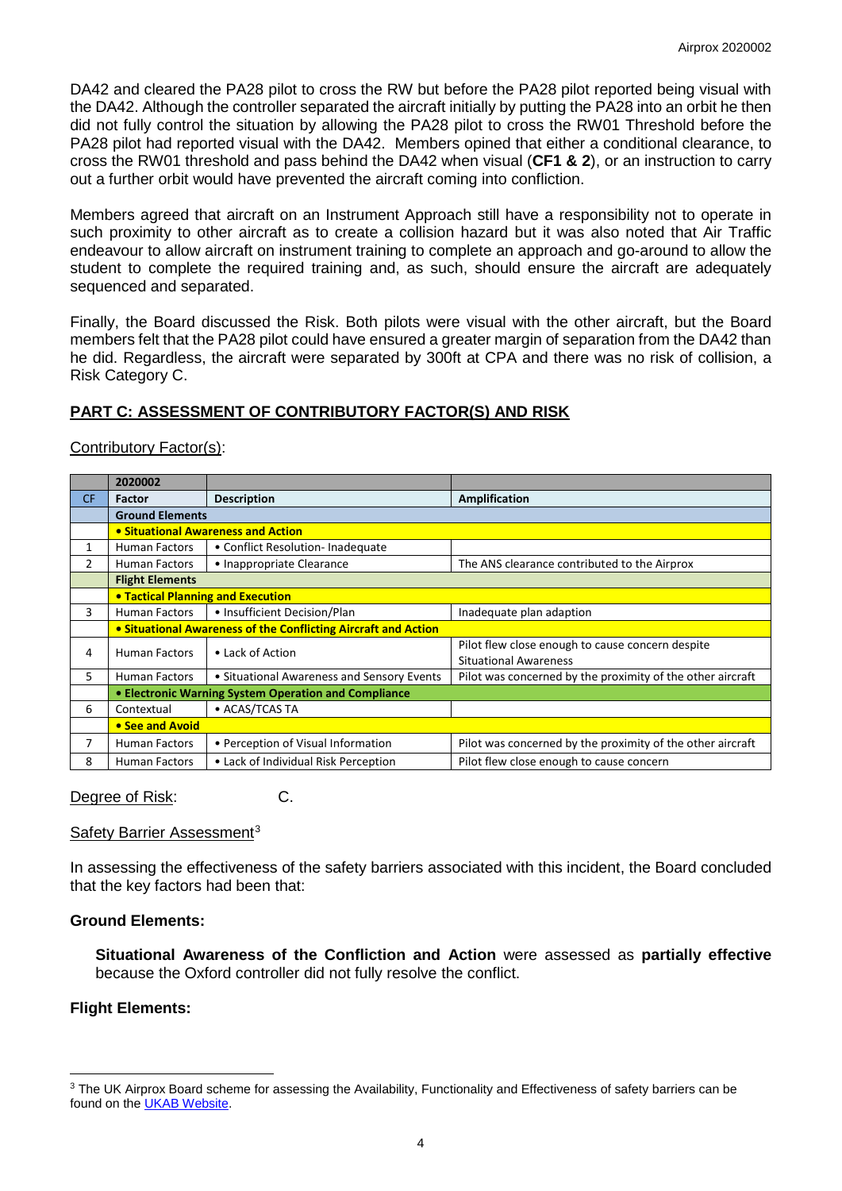DA42 and cleared the PA28 pilot to cross the RW but before the PA28 pilot reported being visual with the DA42. Although the controller separated the aircraft initially by putting the PA28 into an orbit he then did not fully control the situation by allowing the PA28 pilot to cross the RW01 Threshold before the PA28 pilot had reported visual with the DA42. Members opined that either a conditional clearance, to cross the RW01 threshold and pass behind the DA42 when visual (**CF1 & 2**), or an instruction to carry out a further orbit would have prevented the aircraft coming into confliction.

Members agreed that aircraft on an Instrument Approach still have a responsibility not to operate in such proximity to other aircraft as to create a collision hazard but it was also noted that Air Traffic endeavour to allow aircraft on instrument training to complete an approach and go-around to allow the student to complete the required training and, as such, should ensure the aircraft are adequately sequenced and separated.

Finally, the Board discussed the Risk. Both pilots were visual with the other aircraft, but the Board members felt that the PA28 pilot could have ensured a greater margin of separation from the DA42 than he did. Regardless, the aircraft were separated by 300ft at CPA and there was no risk of collision, a Risk Category C.

## PART C: ASSESSMENT OF CONTRIBUTORY FACTOR(S) AND RISK

Contributory Factor(s):

| | 2020002 | | |
|---|---|---|---|
| CF | Factor | Description | Amplification |
| | **Ground Elements** | | |
| | **• Situational Awareness and Action** | | |
| 1 | Human Factors | • Conflict Resolution- Inadequate | |
| 2 | Human Factors | • Inappropriate Clearance | The ANS clearance contributed to the Airprox |
| | **Flight Elements** | | |
| | **• Tactical Planning and Execution** | | |
| 3 | Human Factors | • Insufficient Decision/Plan | Inadequate plan adaption |
| | **• Situational Awareness of the Conflicting Aircraft and Action** | | |
| 4 | Human Factors | • Lack of Action | Pilot flew close enough to cause concern despite Situational Awareness |
| 5 | Human Factors | • Situational Awareness and Sensory Events | Pilot was concerned by the proximity of the other aircraft |
| | **• Electronic Warning System Operation and Compliance** | | |
| 6 | Contextual | • ACAS/TCAS TA | |
| | **• See and Avoid** | | |
| 7 | Human Factors | • Perception of Visual Information | Pilot was concerned by the proximity of the other aircraft |
| 8 | Human Factors | • Lack of Individual Risk Perception | Pilot flew close enough to cause concern |

Degree of Risk: C.

Safety Barrier Assessment[3]

In assessing the effectiveness of the safety barriers associated with this incident, the Board concluded that the key factors had been that:

**Ground Elements:**

**Situational Awareness of the Confliction and Action** were assessed as **partially effective** because the Oxford controller did not fully resolve the conflict.

**Flight Elements:**

[3] The UK Airprox Board scheme for assessing the Availability, Functionality and Effectiveness of safety barriers can be found on the UKAB Website.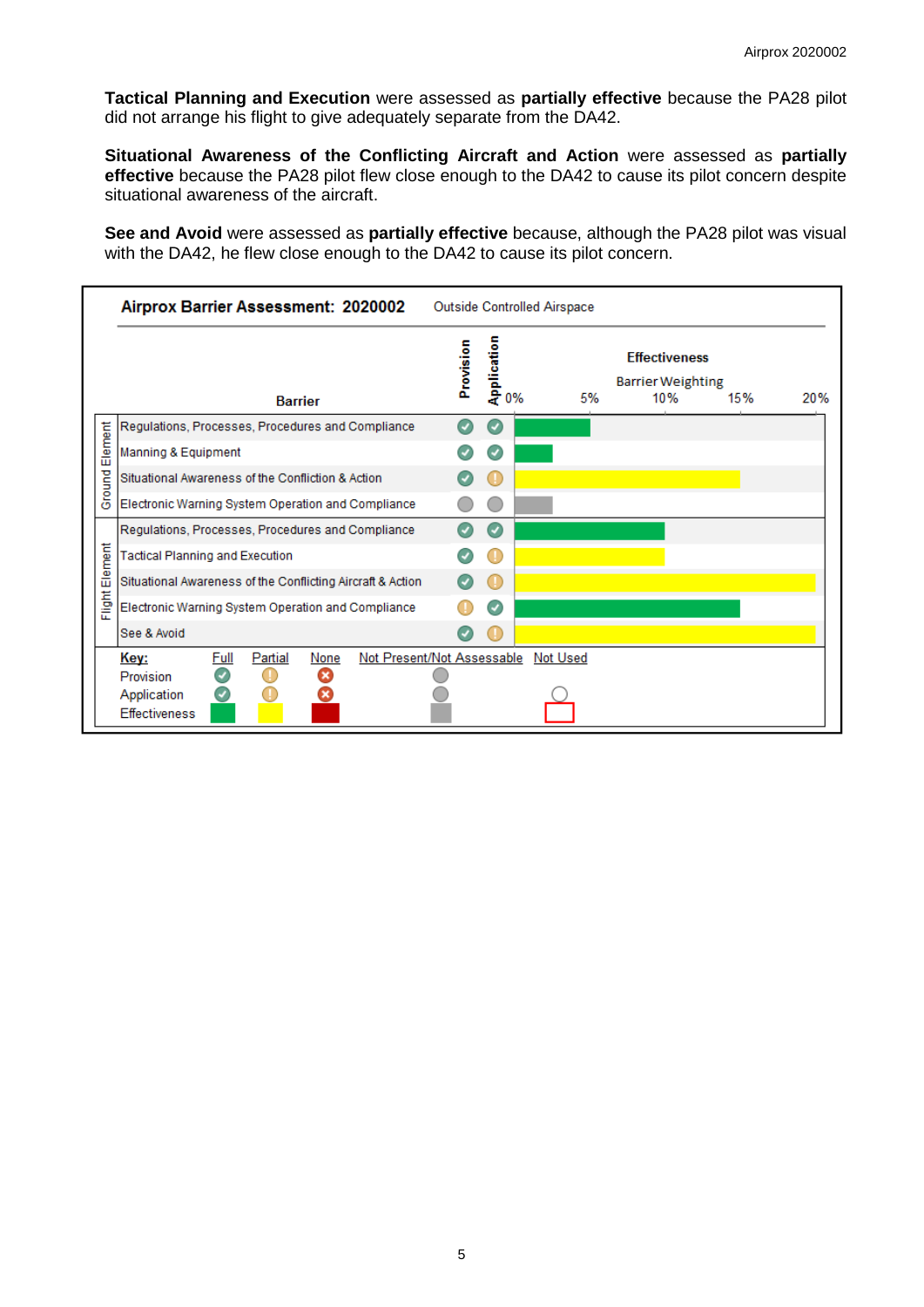**Tactical Planning and Execution** were assessed as **partially effective** because the PA28 pilot did not arrange his flight to give adequately separate from the DA42.

**Situational Awareness of the Conflicting Aircraft and Action** were assessed as **partially effective** because the PA28 pilot flew close enough to the DA42 to cause its pilot concern despite situational awareness of the aircraft.

**See and Avoid** were assessed as **partially effective** because, although the PA28 pilot was visual with the DA42, he flew close enough to the DA42 to cause its pilot concern.

**Airprox Barrier Assessment: 2020002**
Outside Controlled Airspace

Barrier
Provision
Application
Effectiveness
Barrier Weighting
0%
5%
10%
15%
20%

Ground Element
Regulations, Processes, Procedures and Compliance
Manning & Equipment
Situational Awareness of the Confliction & Action
Electronic Warning System Operation and Compliance

Flight Element
Regulations, Processes, Procedures and Compliance
Tactical Planning and Execution
Situational Awareness of the Conflicting Aircraft & Action
Electronic Warning System Operation and Compliance
See & Avoid

Key:
Full
Partial
None
Not Present/Not Assessable
Not Used
Provision
Application
Effectiveness